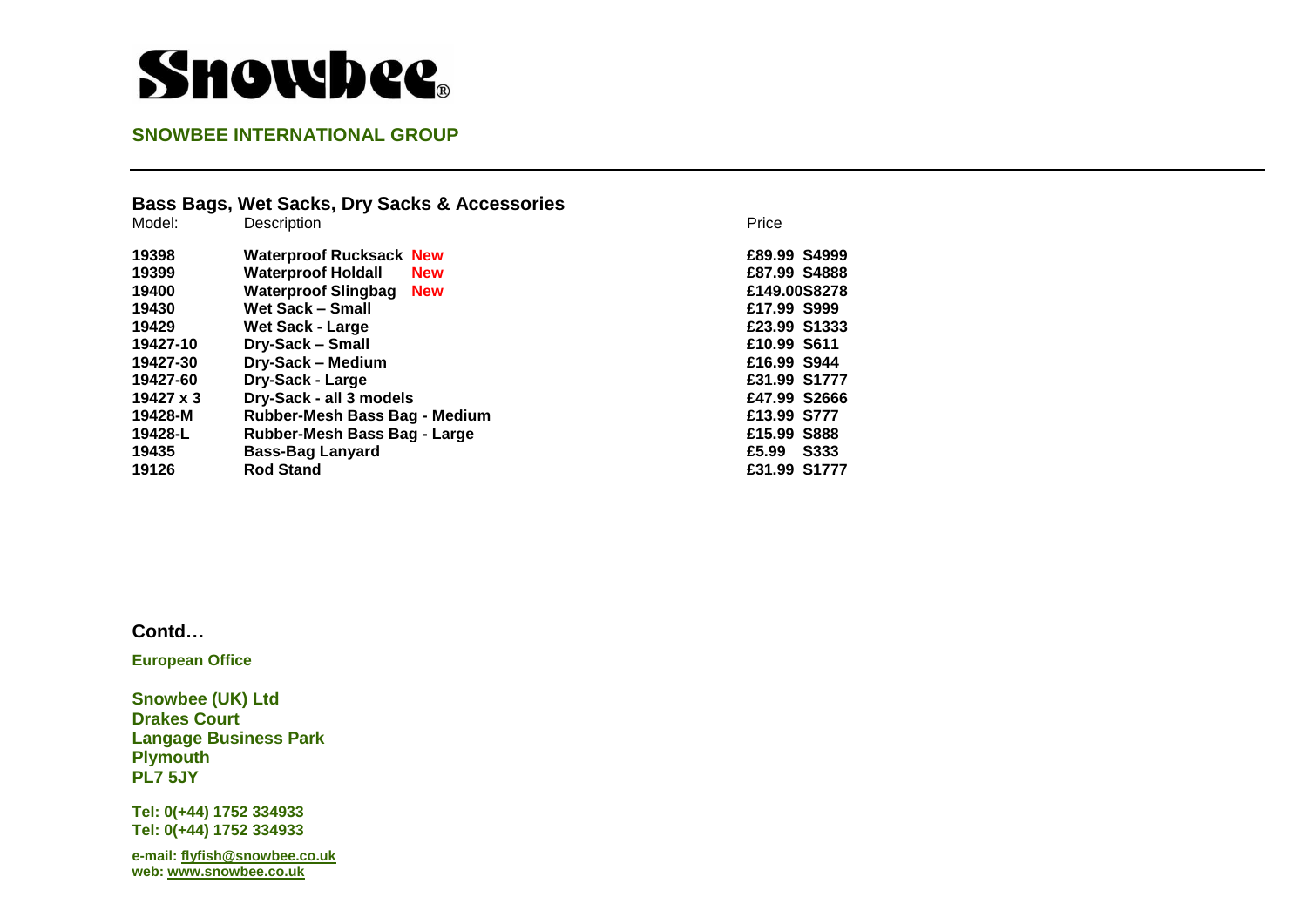# Snowbee®

**SNOWBEE INTERNATIONAL GROUP**

---

## Bass Bags, Wet Sacks, Dry Sacks & Accessories

| Model: | Description | Price |
|---|---|---|
| **19398** | **Waterproof Rucksack New** | **£89.99 S4999** |
| **19399** | **Waterproof Holdall New** | **£87.99 S4888** |
| **19400** | **Waterproof Slingbag New** | **£149.00S8278** |
| **19430** | **Wet Sack – Small** | **£17.99 S999** |
| **19429** | **Wet Sack - Large** | **£23.99 S1333** |
| **19427-10** | **Dry-Sack – Small** | **£10.99 S611** |
| **19427-30** | **Dry-Sack – Medium** | **£16.99 S944** |
| **19427-60** | **Dry-Sack - Large** | **£31.99 S1777** |
| **19427 x 3** | **Dry-Sack - all 3 models** | **£47.99 S2666** |
| **19428-M** | **Rubber-Mesh Bass Bag - Medium** | **£13.99 S777** |
| **19428-L** | **Rubber-Mesh Bass Bag - Large** | **£15.99 S888** |
| **19435** | **Bass-Bag Lanyard** | **£5.99 S333** |
| **19126** | **Rod Stand** | **£31.99 S1777** |

**Contd…**

**European Office**

**Snowbee (UK) Ltd**
**Drakes Court**
**Langage Business Park**
**Plymouth**
**PL7 5JY**

**Tel: 0(+44) 1752 334933**
**Tel: 0(+44) 1752 334933**

**e-mail: flyfish@snowbee.co.uk**
**web: www.snowbee.co.uk**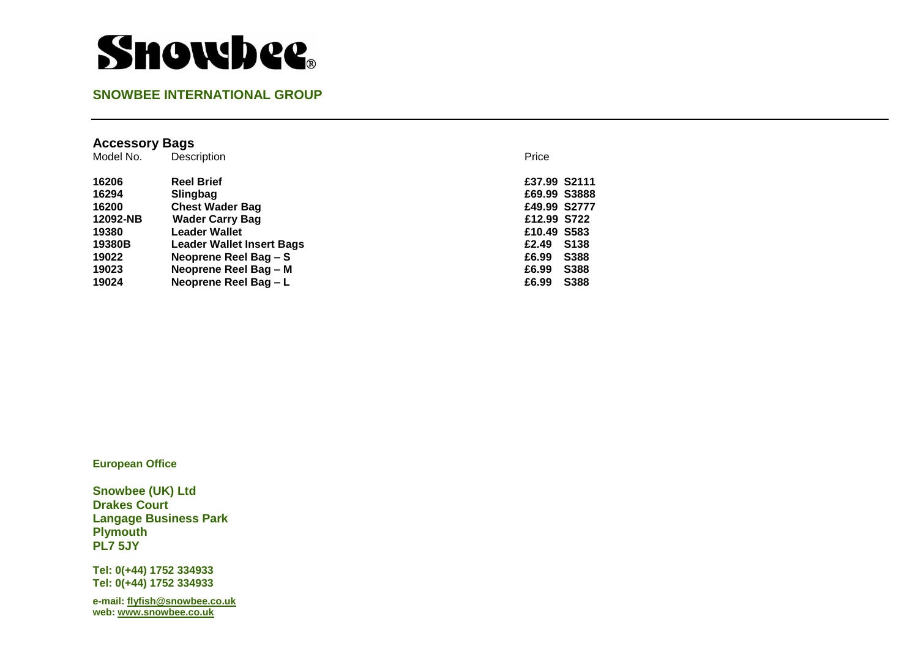# Snowbee®

**SNOWBEE INTERNATIONAL GROUP**

---

## Accessory Bags

| Model No. | Description | Price | |
|---|---|---|---|
| **16206** | **Reel Brief** | **£37.99** | **S2111** |
| **16294** | **Slingbag** | **£69.99** | **S3888** |
| **16200** | **Chest Wader Bag** | **£49.99** | **S2777** |
| **12092-NB** | **Wader Carry Bag** | **£12.99** | **S722** |
| **19380** | **Leader Wallet** | **£10.49** | **S583** |
| **19380B** | **Leader Wallet Insert Bags** | **£2.49** | **S138** |
| **19022** | **Neoprene Reel Bag – S** | **£6.99** | **S388** |
| **19023** | **Neoprene Reel Bag – M** | **£6.99** | **S388** |
| **19024** | **Neoprene Reel Bag – L** | **£6.99** | **S388** |

**European Office**

**Snowbee (UK) Ltd**
**Drakes Court**
**Langage Business Park**
**Plymouth**
**PL7 5JY**

**Tel: 0(+44) 1752 334933**
**Tel: 0(+44) 1752 334933**

**e-mail: flyfish@snowbee.co.uk**
**web: www.snowbee.co.uk**